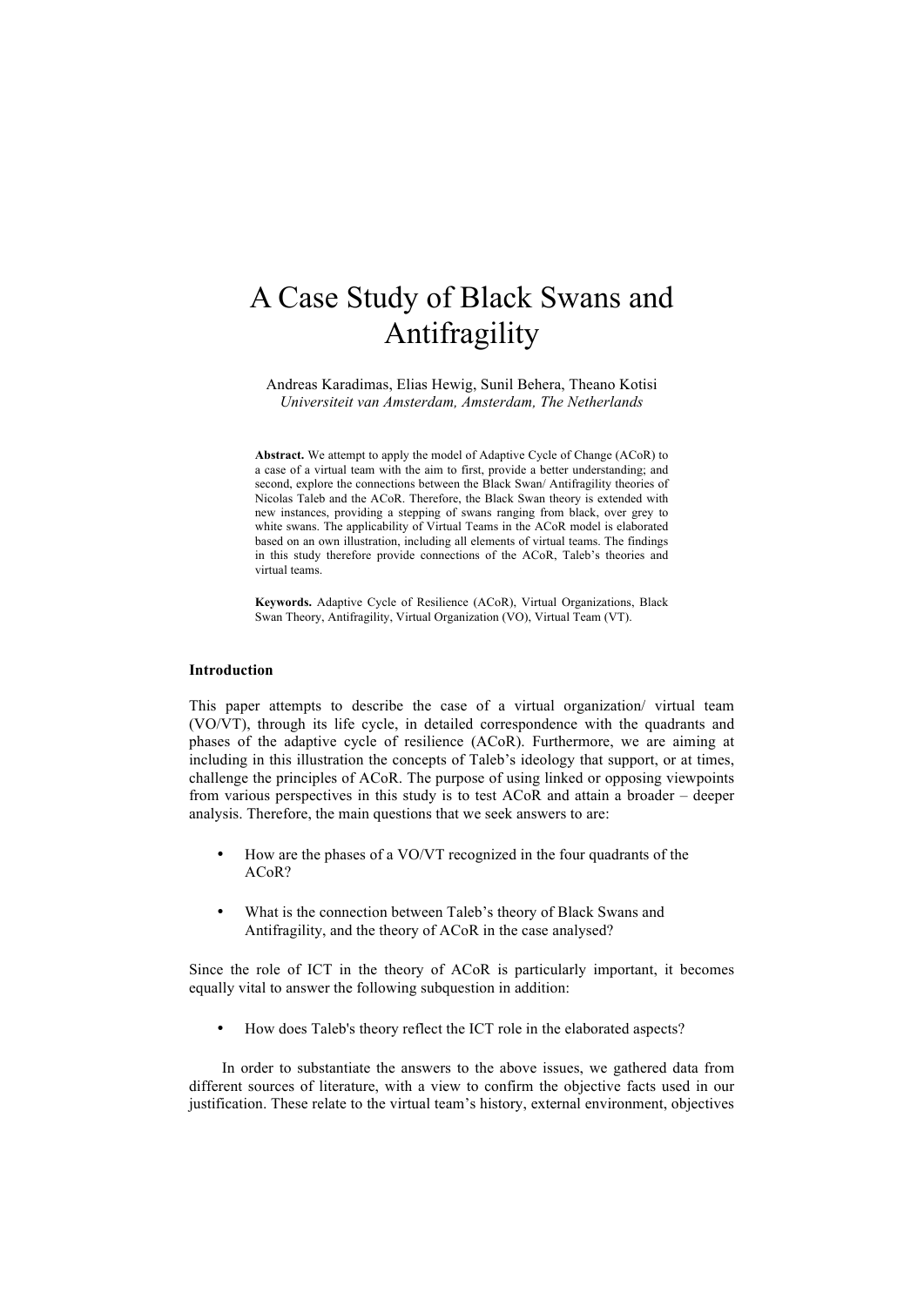# A Case Study of Black Swans and Antifragility

Andreas Karadimas, Elias Hewig, Sunil Behera, Theano Kotisi
*Universiteit van Amsterdam, Amsterdam, The Netherlands*

**Abstract.** We attempt to apply the model of Adaptive Cycle of Change (ACoR) to a case of a virtual team with the aim to first, provide a better understanding; and second, explore the connections between the Black Swan/ Antifragility theories of Nicolas Taleb and the ACoR. Therefore, the Black Swan theory is extended with new instances, providing a stepping of swans ranging from black, over grey to white swans. The applicability of Virtual Teams in the ACoR model is elaborated based on an own illustration, including all elements of virtual teams. The findings in this study therefore provide connections of the ACoR, Taleb's theories and virtual teams.

**Keywords.** Adaptive Cycle of Resilience (ACoR), Virtual Organizations, Black Swan Theory, Antifragility, Virtual Organization (VO), Virtual Team (VT).

## Introduction

This paper attempts to describe the case of a virtual organization/ virtual team (VO/VT), through its life cycle, in detailed correspondence with the quadrants and phases of the adaptive cycle of resilience (ACoR). Furthermore, we are aiming at including in this illustration the concepts of Taleb's ideology that support, or at times, challenge the principles of ACoR. The purpose of using linked or opposing viewpoints from various perspectives in this study is to test ACoR and attain a broader – deeper analysis. Therefore, the main questions that we seek answers to are:

- How are the phases of a VO/VT recognized in the four quadrants of the ACoR?
- What is the connection between Taleb's theory of Black Swans and Antifragility, and the theory of ACoR in the case analysed?

Since the role of ICT in the theory of ACoR is particularly important, it becomes equally vital to answer the following subquestion in addition:

- How does Taleb's theory reflect the ICT role in the elaborated aspects?

In order to substantiate the answers to the above issues, we gathered data from different sources of literature, with a view to confirm the objective facts used in our justification. These relate to the virtual team's history, external environment, objectives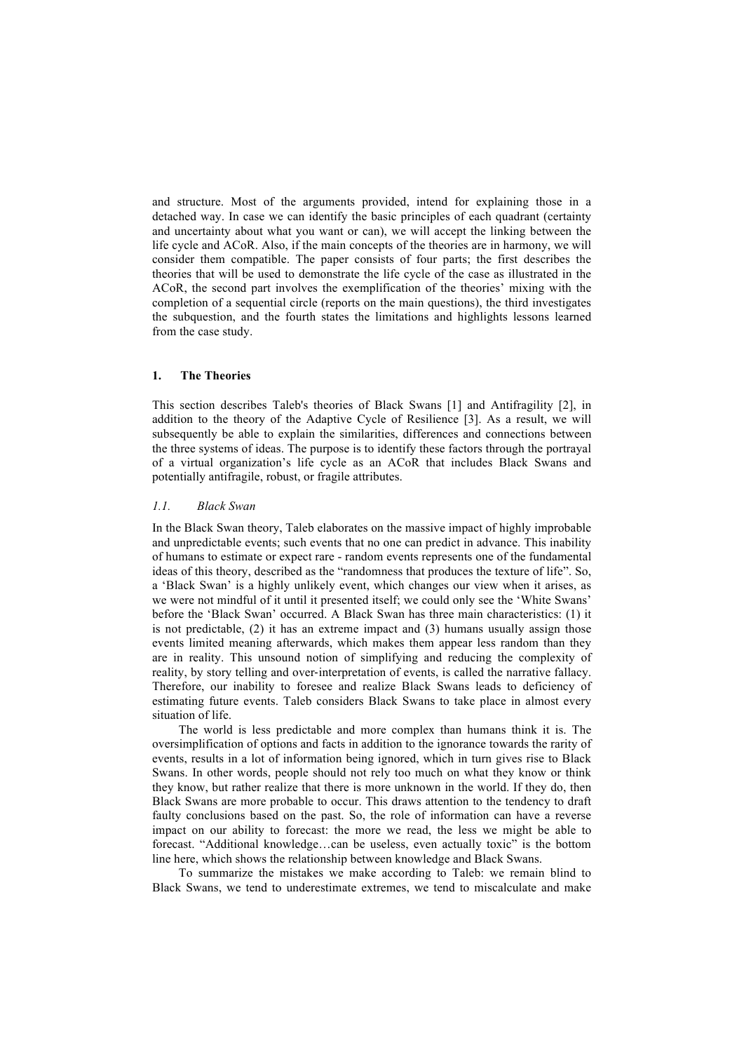and structure. Most of the arguments provided, intend for explaining those in a detached way. In case we can identify the basic principles of each quadrant (certainty and uncertainty about what you want or can), we will accept the linking between the life cycle and ACoR. Also, if the main concepts of the theories are in harmony, we will consider them compatible. The paper consists of four parts; the first describes the theories that will be used to demonstrate the life cycle of the case as illustrated in the ACoR, the second part involves the exemplification of the theories' mixing with the completion of a sequential circle (reports on the main questions), the third investigates the subquestion, and the fourth states the limitations and highlights lessons learned from the case study.

## 1. The Theories

This section describes Taleb's theories of Black Swans [1] and Antifragility [2], in addition to the theory of the Adaptive Cycle of Resilience [3]. As a result, we will subsequently be able to explain the similarities, differences and connections between the three systems of ideas. The purpose is to identify these factors through the portrayal of a virtual organization's life cycle as an ACoR that includes Black Swans and potentially antifragile, robust, or fragile attributes.

### *1.1. Black Swan*

In the Black Swan theory, Taleb elaborates on the massive impact of highly improbable and unpredictable events; such events that no one can predict in advance. This inability of humans to estimate or expect rare - random events represents one of the fundamental ideas of this theory, described as the "randomness that produces the texture of life". So, a 'Black Swan' is a highly unlikely event, which changes our view when it arises, as we were not mindful of it until it presented itself; we could only see the 'White Swans' before the 'Black Swan' occurred. A Black Swan has three main characteristics: (1) it is not predictable, (2) it has an extreme impact and (3) humans usually assign those events limited meaning afterwards, which makes them appear less random than they are in reality. This unsound notion of simplifying and reducing the complexity of reality, by story telling and over-interpretation of events, is called the narrative fallacy. Therefore, our inability to foresee and realize Black Swans leads to deficiency of estimating future events. Taleb considers Black Swans to take place in almost every situation of life.

The world is less predictable and more complex than humans think it is. The oversimplification of options and facts in addition to the ignorance towards the rarity of events, results in a lot of information being ignored, which in turn gives rise to Black Swans. In other words, people should not rely too much on what they know or think they know, but rather realize that there is more unknown in the world. If they do, then Black Swans are more probable to occur. This draws attention to the tendency to draft faulty conclusions based on the past. So, the role of information can have a reverse impact on our ability to forecast: the more we read, the less we might be able to forecast. "Additional knowledge…can be useless, even actually toxic" is the bottom line here, which shows the relationship between knowledge and Black Swans.

To summarize the mistakes we make according to Taleb: we remain blind to Black Swans, we tend to underestimate extremes, we tend to miscalculate and make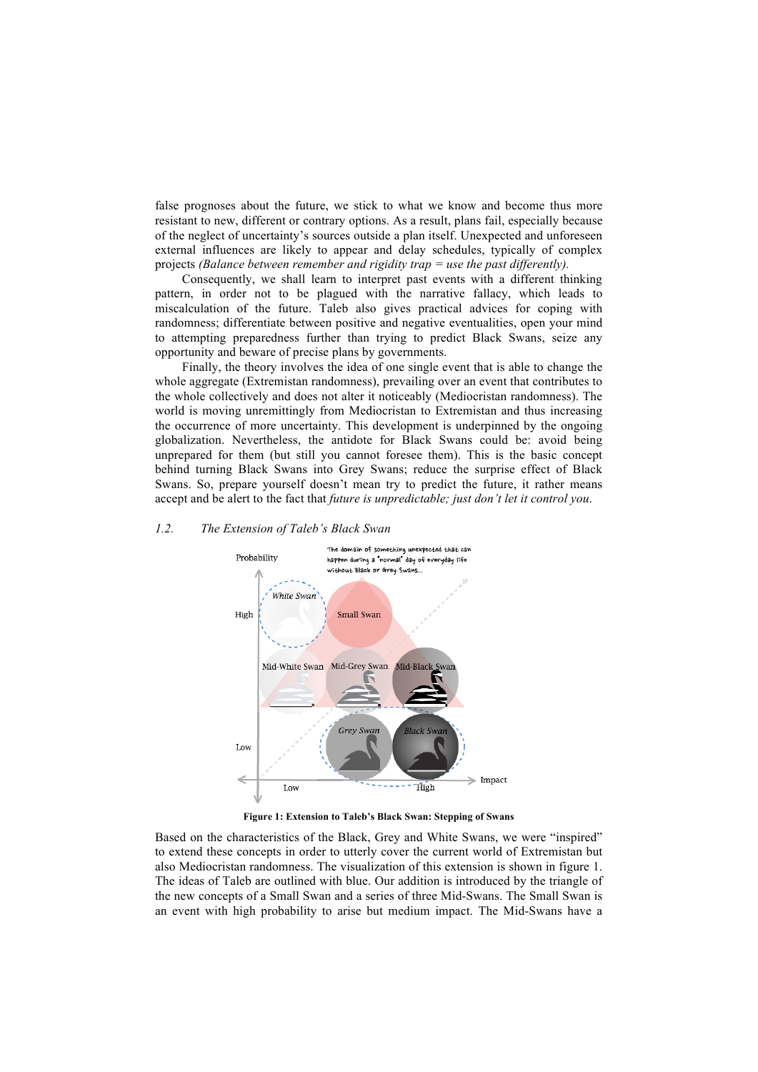false prognoses about the future, we stick to what we know and become thus more resistant to new, different or contrary options. As a result, plans fail, especially because of the neglect of uncertainty's sources outside a plan itself. Unexpected and unforeseen external influences are likely to appear and delay schedules, typically of complex projects *(Balance between remember and rigidity trap = use the past differently).*

Consequently, we shall learn to interpret past events with a different thinking pattern, in order not to be plagued with the narrative fallacy, which leads to miscalculation of the future. Taleb also gives practical advices for coping with randomness; differentiate between positive and negative eventualities, open your mind to attempting preparedness further than trying to predict Black Swans, seize any opportunity and beware of precise plans by governments.

Finally, the theory involves the idea of one single event that is able to change the whole aggregate (Extremistan randomness), prevailing over an event that contributes to the whole collectively and does not alter it noticeably (Mediocristan randomness). The world is moving unremittingly from Mediocristan to Extremistan and thus increasing the occurrence of more uncertainty. This development is underpinned by the ongoing globalization. Nevertheless, the antidote for Black Swans could be: avoid being unprepared for them (but still you cannot foresee them). This is the basic concept behind turning Black Swans into Grey Swans; reduce the surprise effect of Black Swans. So, prepare yourself doesn't mean try to predict the future, it rather means accept and be alert to the fact that *future is unpredictable; just don't let it control you*.

## *1.2. The Extension of Taleb's Black Swan*

**Figure 1: Extension to Taleb's Black Swan: Stepping of Swans**

Based on the characteristics of the Black, Grey and White Swans, we were "inspired" to extend these concepts in order to utterly cover the current world of Extremistan but also Mediocristan randomness. The visualization of this extension is shown in figure 1. The ideas of Taleb are outlined with blue. Our addition is introduced by the triangle of the new concepts of a Small Swan and a series of three Mid-Swans. The Small Swan is an event with high probability to arise but medium impact. The Mid-Swans have a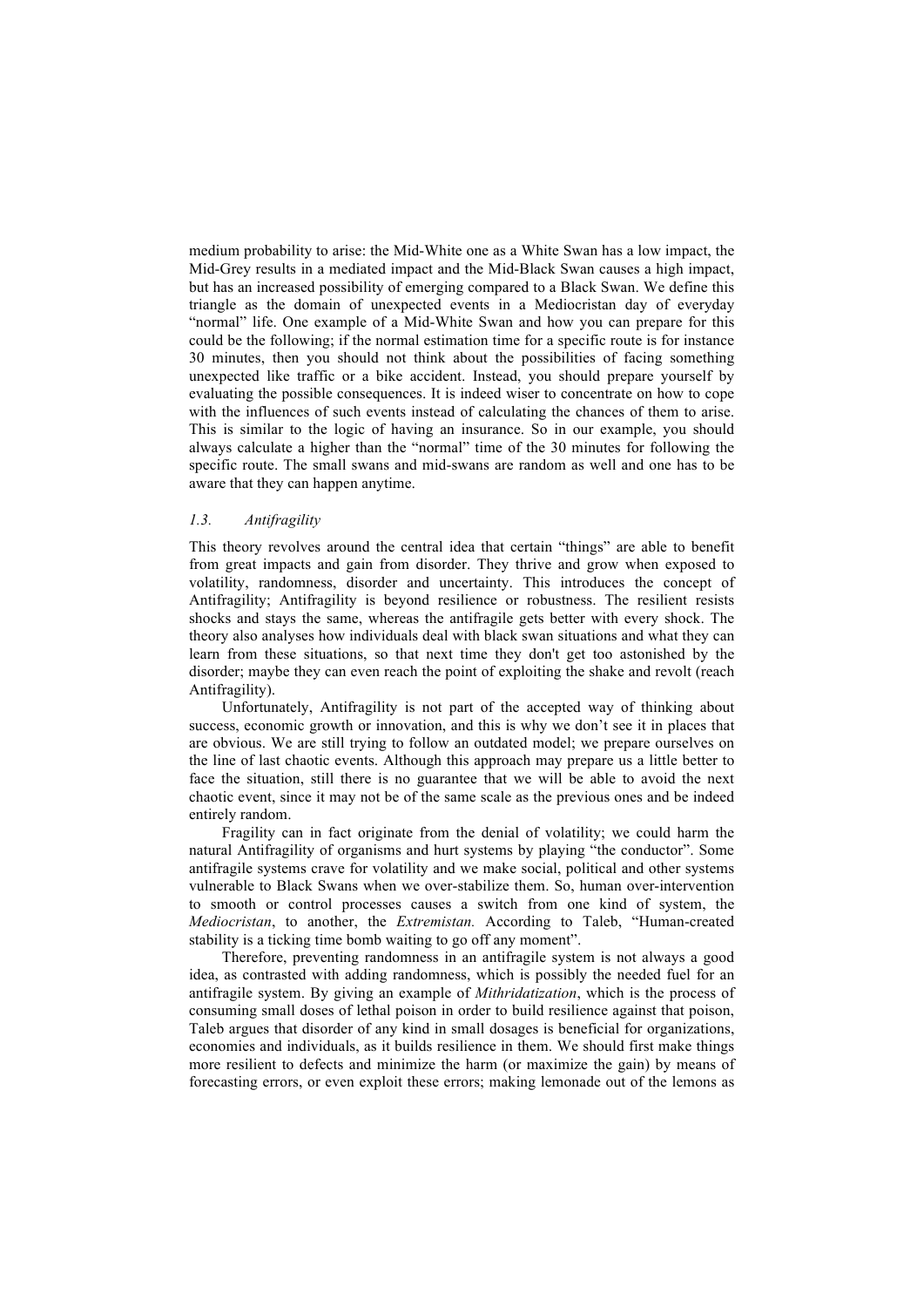medium probability to arise: the Mid-White one as a White Swan has a low impact, the Mid-Grey results in a mediated impact and the Mid-Black Swan causes a high impact, but has an increased possibility of emerging compared to a Black Swan. We define this triangle as the domain of unexpected events in a Mediocristan day of everyday "normal" life. One example of a Mid-White Swan and how you can prepare for this could be the following; if the normal estimation time for a specific route is for instance 30 minutes, then you should not think about the possibilities of facing something unexpected like traffic or a bike accident. Instead, you should prepare yourself by evaluating the possible consequences. It is indeed wiser to concentrate on how to cope with the influences of such events instead of calculating the chances of them to arise. This is similar to the logic of having an insurance. So in our example, you should always calculate a higher than the "normal" time of the 30 minutes for following the specific route. The small swans and mid-swans are random as well and one has to be aware that they can happen anytime.

### *1.3. Antifragility*

This theory revolves around the central idea that certain "things" are able to benefit from great impacts and gain from disorder. They thrive and grow when exposed to volatility, randomness, disorder and uncertainty. This introduces the concept of Antifragility; Antifragility is beyond resilience or robustness. The resilient resists shocks and stays the same, whereas the antifragile gets better with every shock. The theory also analyses how individuals deal with black swan situations and what they can learn from these situations, so that next time they don't get too astonished by the disorder; maybe they can even reach the point of exploiting the shake and revolt (reach Antifragility).

Unfortunately, Antifragility is not part of the accepted way of thinking about success, economic growth or innovation, and this is why we don't see it in places that are obvious. We are still trying to follow an outdated model; we prepare ourselves on the line of last chaotic events. Although this approach may prepare us a little better to face the situation, still there is no guarantee that we will be able to avoid the next chaotic event, since it may not be of the same scale as the previous ones and be indeed entirely random.

Fragility can in fact originate from the denial of volatility; we could harm the natural Antifragility of organisms and hurt systems by playing "the conductor". Some antifragile systems crave for volatility and we make social, political and other systems vulnerable to Black Swans when we over-stabilize them. So, human over-intervention to smooth or control processes causes a switch from one kind of system, the *Mediocristan*, to another, the *Extremistan.* According to Taleb, "Human-created stability is a ticking time bomb waiting to go off any moment".

Therefore, preventing randomness in an antifragile system is not always a good idea, as contrasted with adding randomness, which is possibly the needed fuel for an antifragile system. By giving an example of *Mithridatization*, which is the process of consuming small doses of lethal poison in order to build resilience against that poison, Taleb argues that disorder of any kind in small dosages is beneficial for organizations, economies and individuals, as it builds resilience in them. We should first make things more resilient to defects and minimize the harm (or maximize the gain) by means of forecasting errors, or even exploit these errors; making lemonade out of the lemons as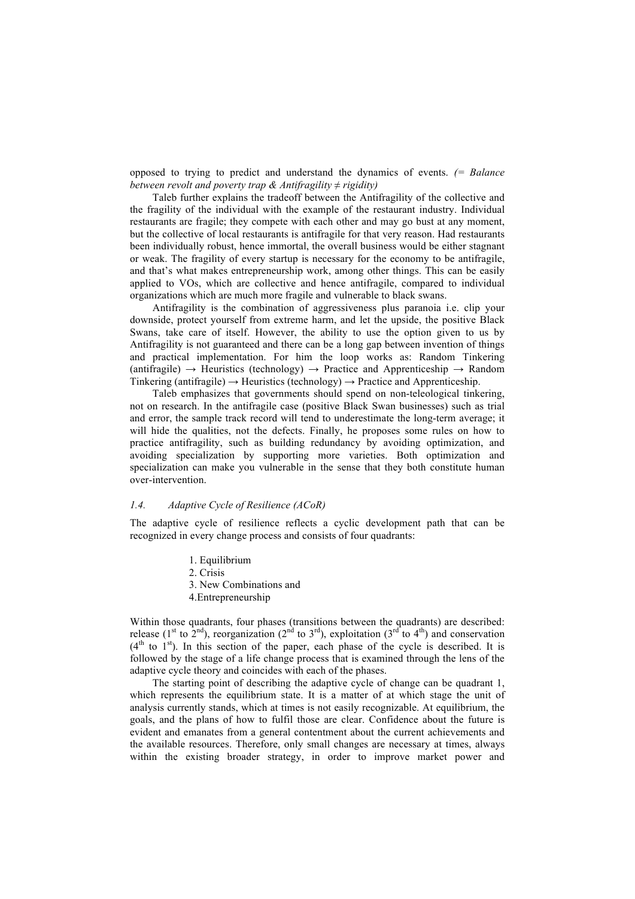opposed to trying to predict and understand the dynamics of events. *(= Balance between revolt and poverty trap & Antifragility ≠ rigidity)*

Taleb further explains the tradeoff between the Antifragility of the collective and the fragility of the individual with the example of the restaurant industry. Individual restaurants are fragile; they compete with each other and may go bust at any moment, but the collective of local restaurants is antifragile for that very reason. Had restaurants been individually robust, hence immortal, the overall business would be either stagnant or weak. The fragility of every startup is necessary for the economy to be antifragile, and that's what makes entrepreneurship work, among other things. This can be easily applied to VOs, which are collective and hence antifragile, compared to individual organizations which are much more fragile and vulnerable to black swans.

Antifragility is the combination of aggressiveness plus paranoia i.e. clip your downside, protect yourself from extreme harm, and let the upside, the positive Black Swans, take care of itself. However, the ability to use the option given to us by Antifragility is not guaranteed and there can be a long gap between invention of things and practical implementation. For him the loop works as: Random Tinkering (antifragile) → Heuristics (technology) → Practice and Apprenticeship → Random Tinkering (antifragile) → Heuristics (technology) → Practice and Apprenticeship.

Taleb emphasizes that governments should spend on non-teleological tinkering, not on research. In the antifragile case (positive Black Swan businesses) such as trial and error, the sample track record will tend to underestimate the long-term average; it will hide the qualities, not the defects. Finally, he proposes some rules on how to practice antifragility, such as building redundancy by avoiding optimization, and avoiding specialization by supporting more varieties. Both optimization and specialization can make you vulnerable in the sense that they both constitute human over-intervention.

### *1.4. Adaptive Cycle of Resilience (ACoR)*

The adaptive cycle of resilience reflects a cyclic development path that can be recognized in every change process and consists of four quadrants:

1. Equilibrium
2. Crisis
3. New Combinations and
4. Entrepreneurship

Within those quadrants, four phases (transitions between the quadrants) are described: release (1st to 2nd), reorganization (2nd to 3rd), exploitation (3rd to 4th) and conservation (4th to 1st). In this section of the paper, each phase of the cycle is described. It is followed by the stage of a life change process that is examined through the lens of the adaptive cycle theory and coincides with each of the phases.

The starting point of describing the adaptive cycle of change can be quadrant 1, which represents the equilibrium state. It is a matter of at which stage the unit of analysis currently stands, which at times is not easily recognizable. At equilibrium, the goals, and the plans of how to fulfil those are clear. Confidence about the future is evident and emanates from a general contentment about the current achievements and the available resources. Therefore, only small changes are necessary at times, always within the existing broader strategy, in order to improve market power and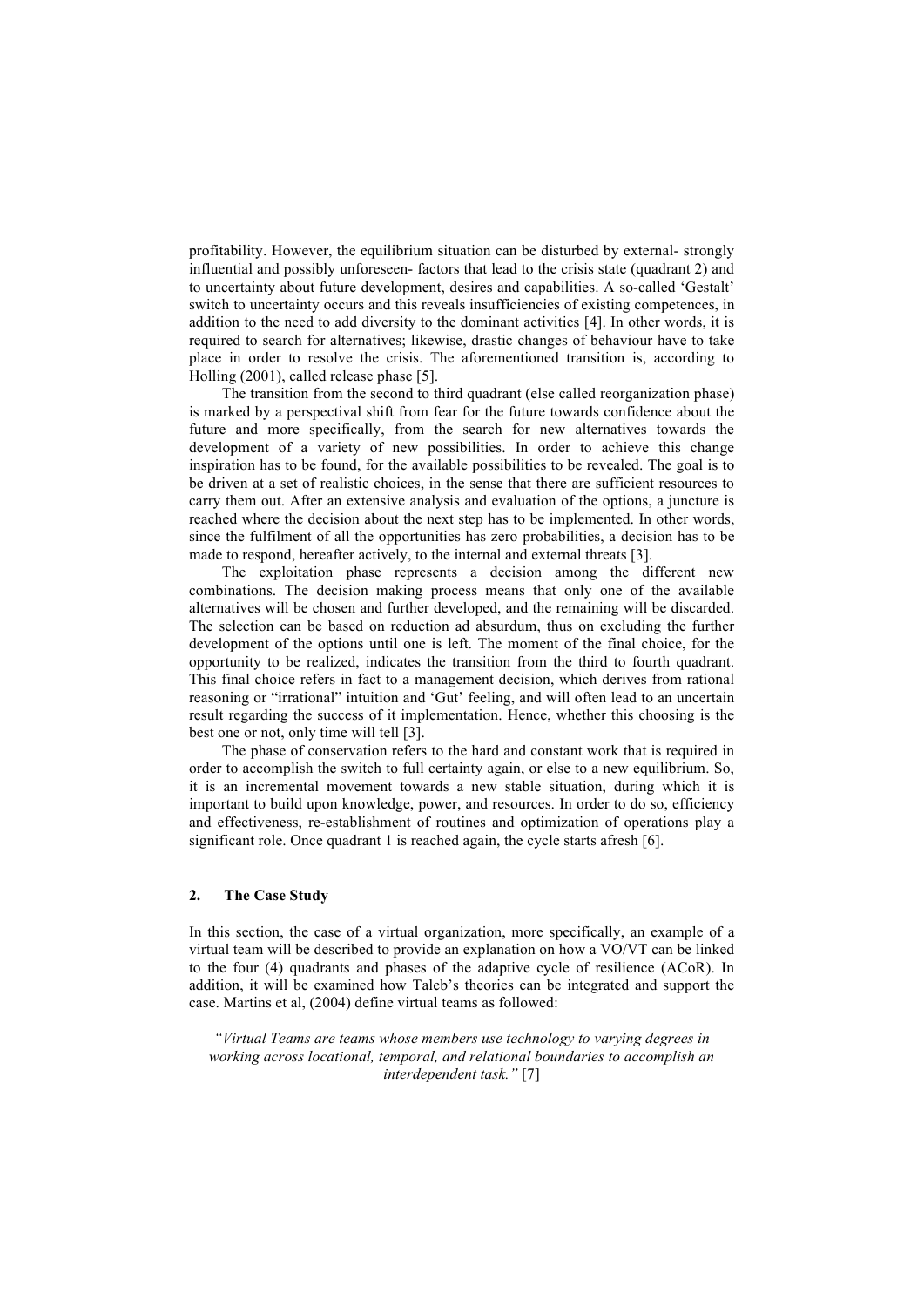profitability. However, the equilibrium situation can be disturbed by external- strongly influential and possibly unforeseen- factors that lead to the crisis state (quadrant 2) and to uncertainty about future development, desires and capabilities. A so-called 'Gestalt' switch to uncertainty occurs and this reveals insufficiencies of existing competences, in addition to the need to add diversity to the dominant activities [4]. In other words, it is required to search for alternatives; likewise, drastic changes of behaviour have to take place in order to resolve the crisis. The aforementioned transition is, according to Holling (2001), called release phase [5].

The transition from the second to third quadrant (else called reorganization phase) is marked by a perspectival shift from fear for the future towards confidence about the future and more specifically, from the search for new alternatives towards the development of a variety of new possibilities. In order to achieve this change inspiration has to be found, for the available possibilities to be revealed. The goal is to be driven at a set of realistic choices, in the sense that there are sufficient resources to carry them out. After an extensive analysis and evaluation of the options, a juncture is reached where the decision about the next step has to be implemented. In other words, since the fulfilment of all the opportunities has zero probabilities, a decision has to be made to respond, hereafter actively, to the internal and external threats [3].

The exploitation phase represents a decision among the different new combinations. The decision making process means that only one of the available alternatives will be chosen and further developed, and the remaining will be discarded. The selection can be based on reduction ad absurdum, thus on excluding the further development of the options until one is left. The moment of the final choice, for the opportunity to be realized, indicates the transition from the third to fourth quadrant. This final choice refers in fact to a management decision, which derives from rational reasoning or "irrational" intuition and 'Gut' feeling, and will often lead to an uncertain result regarding the success of it implementation. Hence, whether this choosing is the best one or not, only time will tell [3].

The phase of conservation refers to the hard and constant work that is required in order to accomplish the switch to full certainty again, or else to a new equilibrium. So, it is an incremental movement towards a new stable situation, during which it is important to build upon knowledge, power, and resources. In order to do so, efficiency and effectiveness, re-establishment of routines and optimization of operations play a significant role. Once quadrant 1 is reached again, the cycle starts afresh [6].

## 2. The Case Study

In this section, the case of a virtual organization, more specifically, an example of a virtual team will be described to provide an explanation on how a VO/VT can be linked to the four (4) quadrants and phases of the adaptive cycle of resilience (ACoR). In addition, it will be examined how Taleb's theories can be integrated and support the case. Martins et al, (2004) define virtual teams as followed:

*"Virtual Teams are teams whose members use technology to varying degrees in working across locational, temporal, and relational boundaries to accomplish an interdependent task."* [7]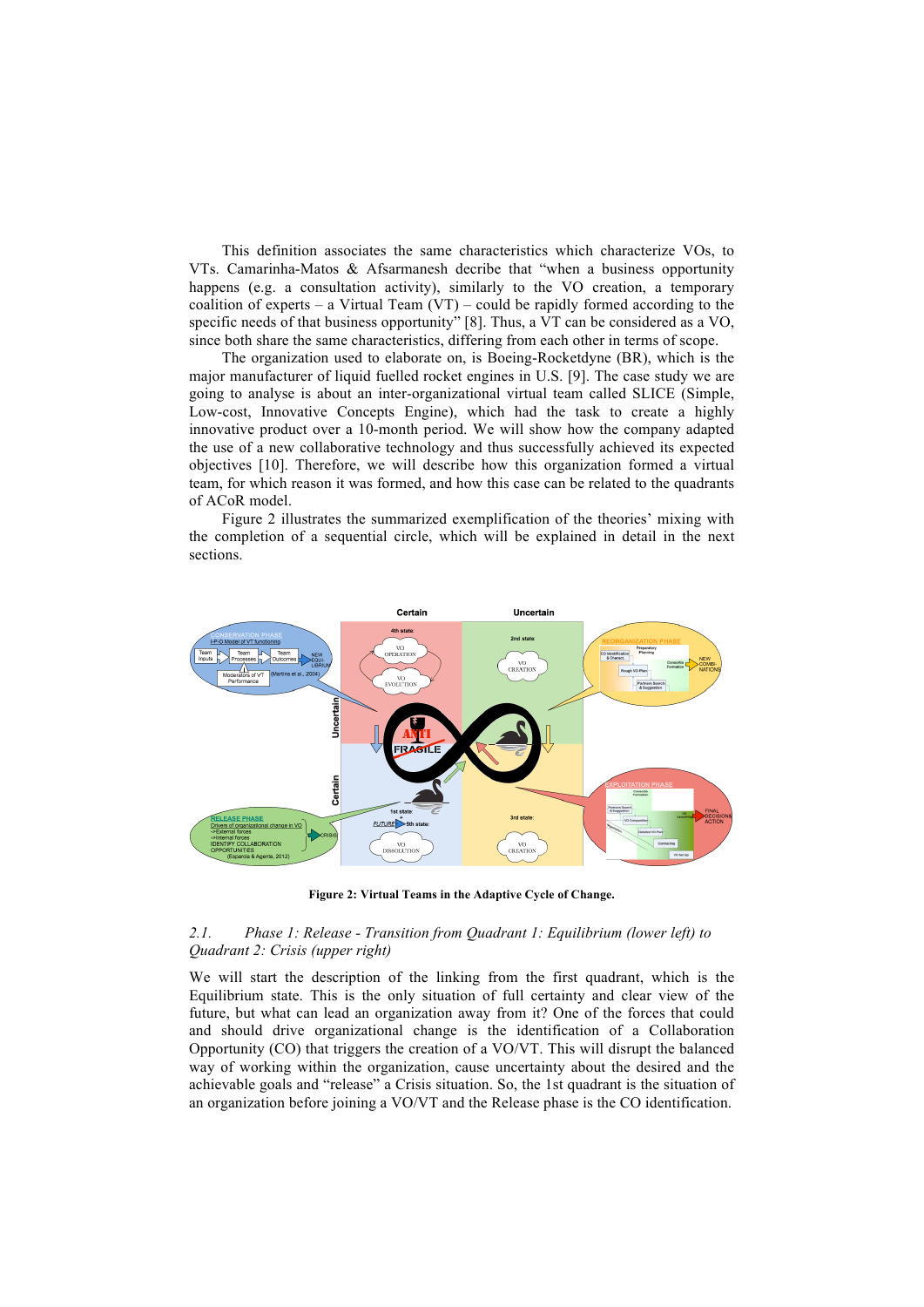This definition associates the same characteristics which characterize VOs, to VTs. Camarinha-Matos & Afsarmanesh decribe that "when a business opportunity happens (e.g. a consultation activity), similarly to the VO creation, a temporary coalition of experts – a Virtual Team (VT) – could be rapidly formed according to the specific needs of that business opportunity" [8]. Thus, a VT can be considered as a VO, since both share the same characteristics, differing from each other in terms of scope.

The organization used to elaborate on, is Boeing-Rocketdyne (BR), which is the major manufacturer of liquid fuelled rocket engines in U.S. [9]. The case study we are going to analyse is about an inter-organizational virtual team called SLICE (Simple, Low-cost, Innovative Concepts Engine), which had the task to create a highly innovative product over a 10-month period. We will show how the company adapted the use of a new collaborative technology and thus successfully achieved its expected objectives [10]. Therefore, we will describe how this organization formed a virtual team, for which reason it was formed, and how this case can be related to the quadrants of ACoR model.

Figure 2 illustrates the summarized exemplification of the theories' mixing with the completion of a sequential circle, which will be explained in detail in the next sections.

**Figure 2: Virtual Teams in the Adaptive Cycle of Change.**

### *2.1. Phase 1: Release - Transition from Quadrant 1: Equilibrium (lower left) to Quadrant 2: Crisis (upper right)*

We will start the description of the linking from the first quadrant, which is the Equilibrium state. This is the only situation of full certainty and clear view of the future, but what can lead an organization away from it? One of the forces that could and should drive organizational change is the identification of a Collaboration Opportunity (CO) that triggers the creation of a VO/VT. This will disrupt the balanced way of working within the organization, cause uncertainty about the desired and the achievable goals and "release" a Crisis situation. So, the 1st quadrant is the situation of an organization before joining a VO/VT and the Release phase is the CO identification.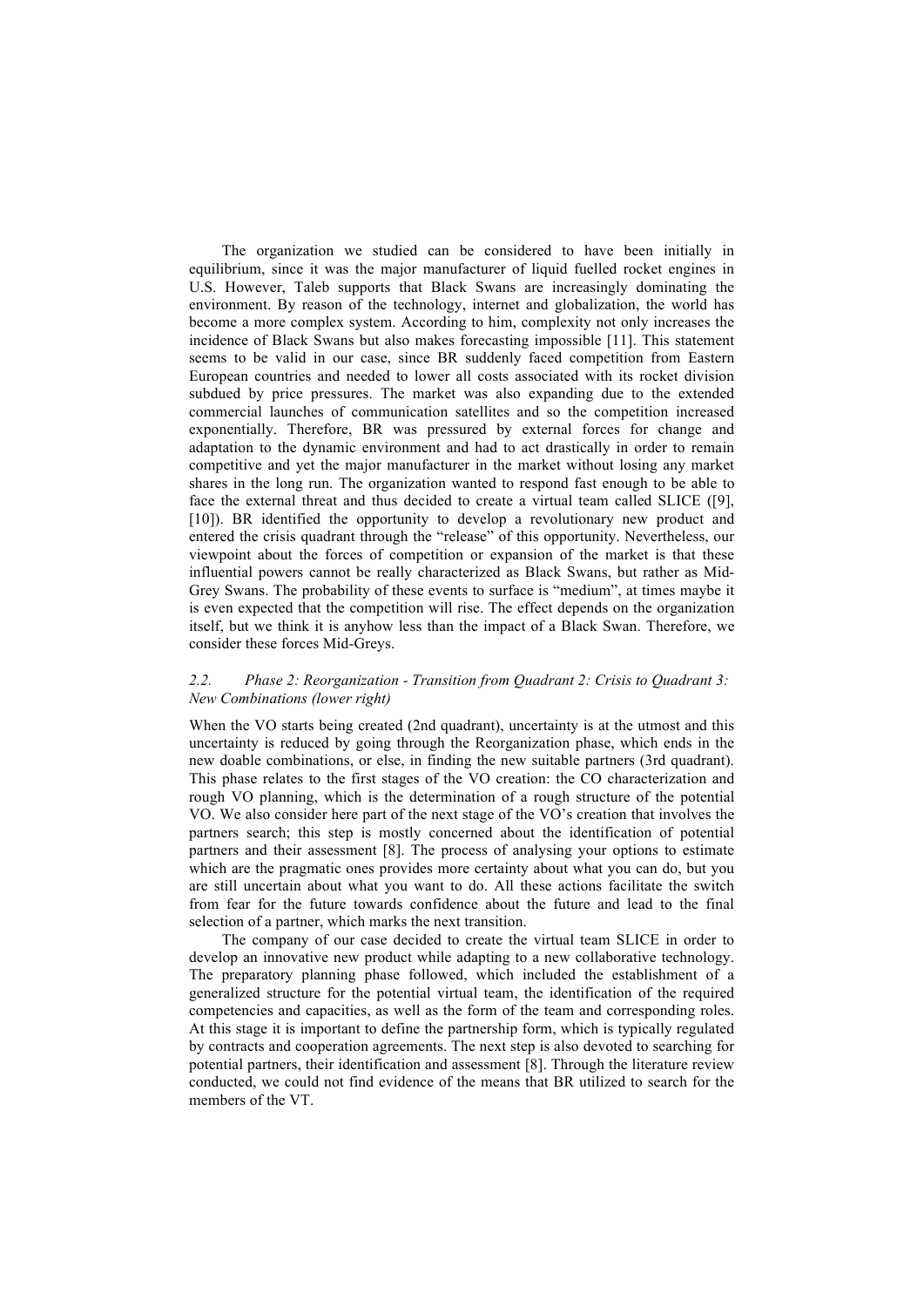The organization we studied can be considered to have been initially in equilibrium, since it was the major manufacturer of liquid fuelled rocket engines in U.S. However, Taleb supports that Black Swans are increasingly dominating the environment. By reason of the technology, internet and globalization, the world has become a more complex system. According to him, complexity not only increases the incidence of Black Swans but also makes forecasting impossible [11]. This statement seems to be valid in our case, since BR suddenly faced competition from Eastern European countries and needed to lower all costs associated with its rocket division subdued by price pressures. The market was also expanding due to the extended commercial launches of communication satellites and so the competition increased exponentially. Therefore, BR was pressured by external forces for change and adaptation to the dynamic environment and had to act drastically in order to remain competitive and yet the major manufacturer in the market without losing any market shares in the long run. The organization wanted to respond fast enough to be able to face the external threat and thus decided to create a virtual team called SLICE ([9], [10]). BR identified the opportunity to develop a revolutionary new product and entered the crisis quadrant through the "release" of this opportunity. Nevertheless, our viewpoint about the forces of competition or expansion of the market is that these influential powers cannot be really characterized as Black Swans, but rather as Mid-Grey Swans. The probability of these events to surface is "medium", at times maybe it is even expected that the competition will rise. The effect depends on the organization itself, but we think it is anyhow less than the impact of a Black Swan. Therefore, we consider these forces Mid-Greys.

### *2.2. Phase 2: Reorganization - Transition from Quadrant 2: Crisis to Quadrant 3: New Combinations (lower right)*

When the VO starts being created (2nd quadrant), uncertainty is at the utmost and this uncertainty is reduced by going through the Reorganization phase, which ends in the new doable combinations, or else, in finding the new suitable partners (3rd quadrant). This phase relates to the first stages of the VO creation: the CO characterization and rough VO planning, which is the determination of a rough structure of the potential VO. We also consider here part of the next stage of the VO's creation that involves the partners search; this step is mostly concerned about the identification of potential partners and their assessment [8]. The process of analysing your options to estimate which are the pragmatic ones provides more certainty about what you can do, but you are still uncertain about what you want to do. All these actions facilitate the switch from fear for the future towards confidence about the future and lead to the final selection of a partner, which marks the next transition.

The company of our case decided to create the virtual team SLICE in order to develop an innovative new product while adapting to a new collaborative technology. The preparatory planning phase followed, which included the establishment of a generalized structure for the potential virtual team, the identification of the required competencies and capacities, as well as the form of the team and corresponding roles. At this stage it is important to define the partnership form, which is typically regulated by contracts and cooperation agreements. The next step is also devoted to searching for potential partners, their identification and assessment [8]. Through the literature review conducted, we could not find evidence of the means that BR utilized to search for the members of the VT.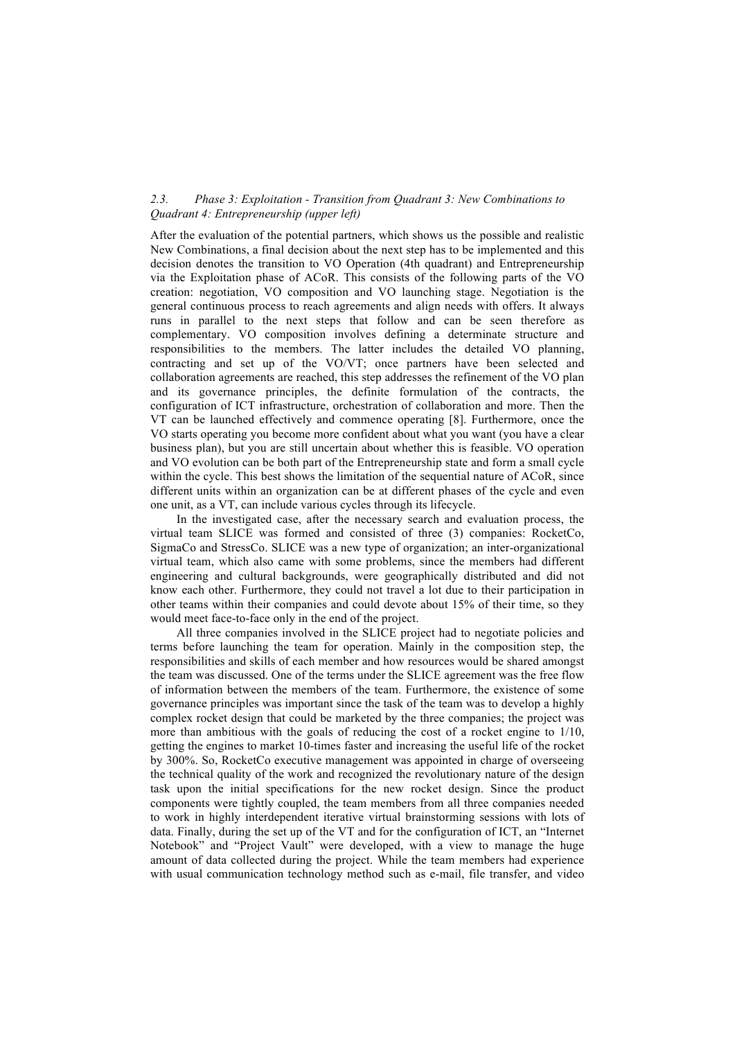### *2.3. Phase 3: Exploitation - Transition from Quadrant 3: New Combinations to Quadrant 4: Entrepreneurship (upper left)*

After the evaluation of the potential partners, which shows us the possible and realistic New Combinations, a final decision about the next step has to be implemented and this decision denotes the transition to VO Operation (4th quadrant) and Entrepreneurship via the Exploitation phase of ACoR. This consists of the following parts of the VO creation: negotiation, VO composition and VO launching stage. Negotiation is the general continuous process to reach agreements and align needs with offers. It always runs in parallel to the next steps that follow and can be seen therefore as complementary. VO composition involves defining a determinate structure and responsibilities to the members. The latter includes the detailed VO planning, contracting and set up of the VO/VT; once partners have been selected and collaboration agreements are reached, this step addresses the refinement of the VO plan and its governance principles, the definite formulation of the contracts, the configuration of ICT infrastructure, orchestration of collaboration and more. Then the VT can be launched effectively and commence operating [8]. Furthermore, once the VO starts operating you become more confident about what you want (you have a clear business plan), but you are still uncertain about whether this is feasible. VO operation and VO evolution can be both part of the Entrepreneurship state and form a small cycle within the cycle. This best shows the limitation of the sequential nature of ACoR, since different units within an organization can be at different phases of the cycle and even one unit, as a VT, can include various cycles through its lifecycle.

In the investigated case, after the necessary search and evaluation process, the virtual team SLICE was formed and consisted of three (3) companies: RocketCo, SigmaCo and StressCo. SLICE was a new type of organization; an inter-organizational virtual team, which also came with some problems, since the members had different engineering and cultural backgrounds, were geographically distributed and did not know each other. Furthermore, they could not travel a lot due to their participation in other teams within their companies and could devote about 15% of their time, so they would meet face-to-face only in the end of the project.

All three companies involved in the SLICE project had to negotiate policies and terms before launching the team for operation. Mainly in the composition step, the responsibilities and skills of each member and how resources would be shared amongst the team was discussed. One of the terms under the SLICE agreement was the free flow of information between the members of the team. Furthermore, the existence of some governance principles was important since the task of the team was to develop a highly complex rocket design that could be marketed by the three companies; the project was more than ambitious with the goals of reducing the cost of a rocket engine to 1/10, getting the engines to market 10-times faster and increasing the useful life of the rocket by 300%. So, RocketCo executive management was appointed in charge of overseeing the technical quality of the work and recognized the revolutionary nature of the design task upon the initial specifications for the new rocket design. Since the product components were tightly coupled, the team members from all three companies needed to work in highly interdependent iterative virtual brainstorming sessions with lots of data. Finally, during the set up of the VT and for the configuration of ICT, an "Internet Notebook" and "Project Vault" were developed, with a view to manage the huge amount of data collected during the project. While the team members had experience with usual communication technology method such as e-mail, file transfer, and video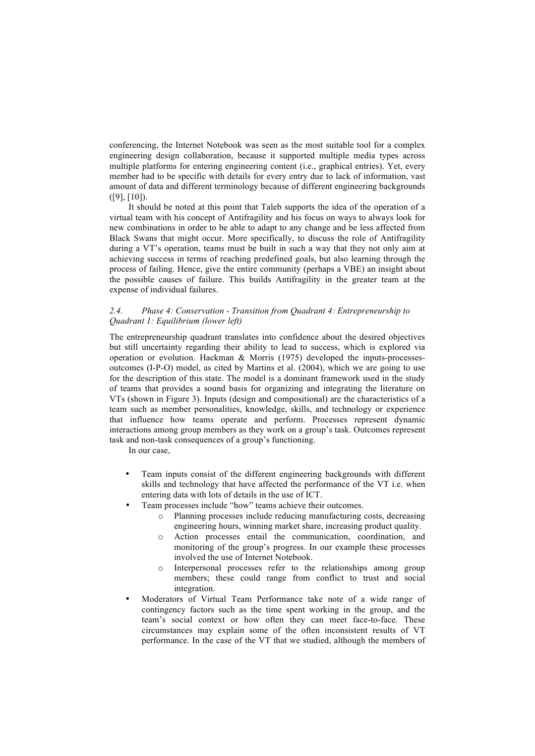conferencing, the Internet Notebook was seen as the most suitable tool for a complex engineering design collaboration, because it supported multiple media types across multiple platforms for entering engineering content (i.e., graphical entries). Yet, every member had to be specific with details for every entry due to lack of information, vast amount of data and different terminology because of different engineering backgrounds ([9], [10]).

It should be noted at this point that Taleb supports the idea of the operation of a virtual team with his concept of Antifragility and his focus on ways to always look for new combinations in order to be able to adapt to any change and be less affected from Black Swans that might occur. More specifically, to discuss the role of Antifragility during a VT's operation, teams must be built in such a way that they not only aim at achieving success in terms of reaching predefined goals, but also learning through the process of failing. Hence, give the entire community (perhaps a VBE) an insight about the possible causes of failure. This builds Antifragility in the greater team at the expense of individual failures.

### *2.4. Phase 4: Conservation - Transition from Quadrant 4: Entrepreneurship to Quadrant 1: Equilibrium (lower left)*

The entrepreneurship quadrant translates into confidence about the desired objectives but still uncertainty regarding their ability to lead to success, which is explored via operation or evolution. Hackman & Morris (1975) developed the inputs-processes-outcomes (I-P-O) model, as cited by Martins et al. (2004), which we are going to use for the description of this state. The model is a dominant framework used in the study of teams that provides a sound basis for organizing and integrating the literature on VTs (shown in Figure 3). Inputs (design and compositional) are the characteristics of a team such as member personalities, knowledge, skills, and technology or experience that influence how teams operate and perform. Processes represent dynamic interactions among group members as they work on a group's task. Outcomes represent task and non-task consequences of a group's functioning.

In our case,

- Team inputs consist of the different engineering backgrounds with different skills and technology that have affected the performance of the VT i.e. when entering data with lots of details in the use of ICT.
- Team processes include "how" teams achieve their outcomes.
    - Planning processes include reducing manufacturing costs, decreasing engineering hours, winning market share, increasing product quality.
    - Action processes entail the communication, coordination, and monitoring of the group's progress. In our example these processes involved the use of Internet Notebook.
    - Interpersonal processes refer to the relationships among group members; these could range from conflict to trust and social integration.
- Moderators of Virtual Team Performance take note of a wide range of contingency factors such as the time spent working in the group, and the team's social context or how often they can meet face-to-face. These circumstances may explain some of the often inconsistent results of VT performance. In the case of the VT that we studied, although the members of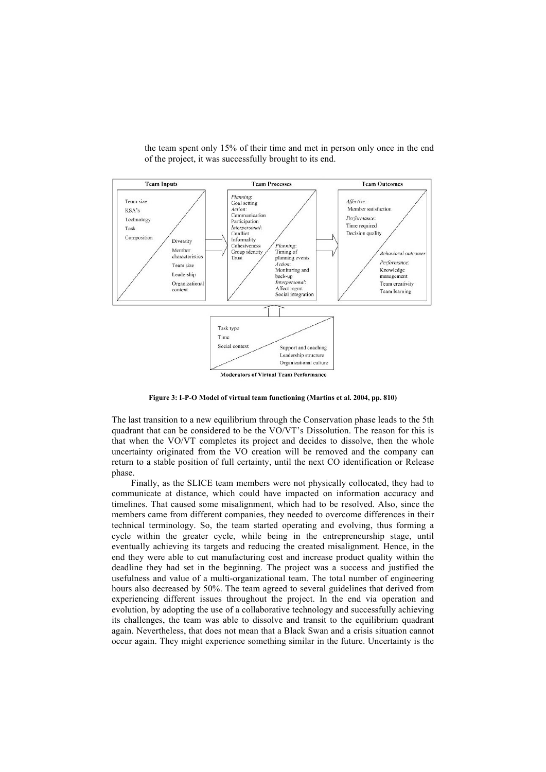the team spent only 15% of their time and met in person only once in the end of the project, it was successfully brought to its end.

**Figure 3: I-P-O Model of virtual team functioning (Martins et al. 2004, pp. 810)**

The last transition to a new equilibrium through the Conservation phase leads to the 5th quadrant that can be considered to be the VO/VT's Dissolution. The reason for this is that when the VO/VT completes its project and decides to dissolve, then the whole uncertainty originated from the VO creation will be removed and the company can return to a stable position of full certainty, until the next CO identification or Release phase.

Finally, as the SLICE team members were not physically collocated, they had to communicate at distance, which could have impacted on information accuracy and timelines. That caused some misalignment, which had to be resolved. Also, since the members came from different companies, they needed to overcome differences in their technical terminology. So, the team started operating and evolving, thus forming a cycle within the greater cycle, while being in the entrepreneurship stage, until eventually achieving its targets and reducing the created misalignment. Hence, in the end they were able to cut manufacturing cost and increase product quality within the deadline they had set in the beginning. The project was a success and justified the usefulness and value of a multi-organizational team. The total number of engineering hours also decreased by 50%. The team agreed to several guidelines that derived from experiencing different issues throughout the project. In the end via operation and evolution, by adopting the use of a collaborative technology and successfully achieving its challenges, the team was able to dissolve and transit to the equilibrium quadrant again. Nevertheless, that does not mean that a Black Swan and a crisis situation cannot occur again. They might experience something similar in the future. Uncertainty is the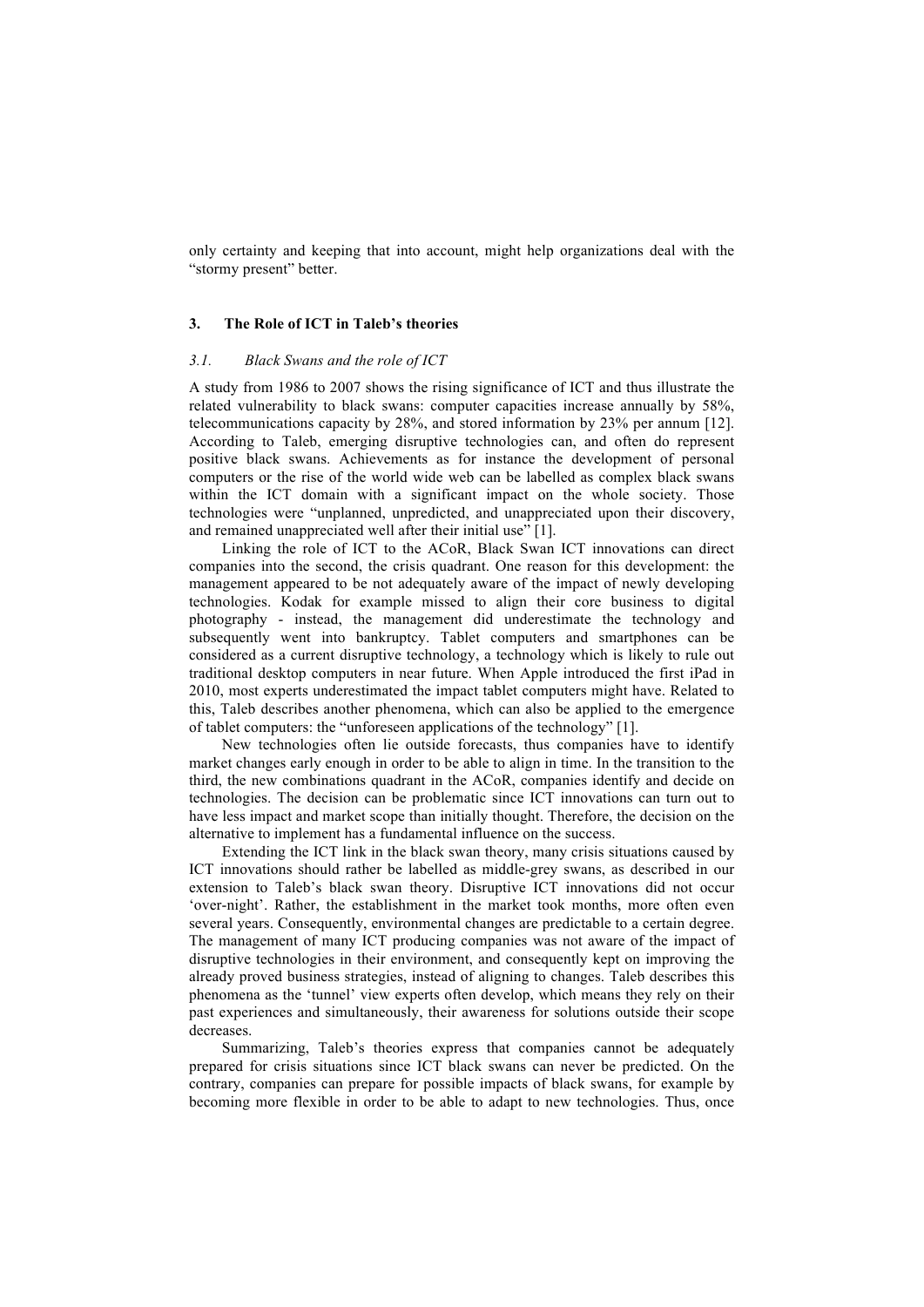only certainty and keeping that into account, might help organizations deal with the "stormy present" better.

## 3. The Role of ICT in Taleb's theories

### *3.1. Black Swans and the role of ICT*

A study from 1986 to 2007 shows the rising significance of ICT and thus illustrate the related vulnerability to black swans: computer capacities increase annually by 58%, telecommunications capacity by 28%, and stored information by 23% per annum [12]. According to Taleb, emerging disruptive technologies can, and often do represent positive black swans. Achievements as for instance the development of personal computers or the rise of the world wide web can be labelled as complex black swans within the ICT domain with a significant impact on the whole society. Those technologies were "unplanned, unpredicted, and unappreciated upon their discovery, and remained unappreciated well after their initial use" [1].

Linking the role of ICT to the ACoR, Black Swan ICT innovations can direct companies into the second, the crisis quadrant. One reason for this development: the management appeared to be not adequately aware of the impact of newly developing technologies. Kodak for example missed to align their core business to digital photography - instead, the management did underestimate the technology and subsequently went into bankruptcy. Tablet computers and smartphones can be considered as a current disruptive technology, a technology which is likely to rule out traditional desktop computers in near future. When Apple introduced the first iPad in 2010, most experts underestimated the impact tablet computers might have. Related to this, Taleb describes another phenomena, which can also be applied to the emergence of tablet computers: the "unforeseen applications of the technology" [1].

New technologies often lie outside forecasts, thus companies have to identify market changes early enough in order to be able to align in time. In the transition to the third, the new combinations quadrant in the ACoR, companies identify and decide on technologies. The decision can be problematic since ICT innovations can turn out to have less impact and market scope than initially thought. Therefore, the decision on the alternative to implement has a fundamental influence on the success.

Extending the ICT link in the black swan theory, many crisis situations caused by ICT innovations should rather be labelled as middle-grey swans, as described in our extension to Taleb's black swan theory. Disruptive ICT innovations did not occur 'over-night'. Rather, the establishment in the market took months, more often even several years. Consequently, environmental changes are predictable to a certain degree. The management of many ICT producing companies was not aware of the impact of disruptive technologies in their environment, and consequently kept on improving the already proved business strategies, instead of aligning to changes. Taleb describes this phenomena as the 'tunnel' view experts often develop, which means they rely on their past experiences and simultaneously, their awareness for solutions outside their scope decreases.

Summarizing, Taleb's theories express that companies cannot be adequately prepared for crisis situations since ICT black swans can never be predicted. On the contrary, companies can prepare for possible impacts of black swans, for example by becoming more flexible in order to be able to adapt to new technologies. Thus, once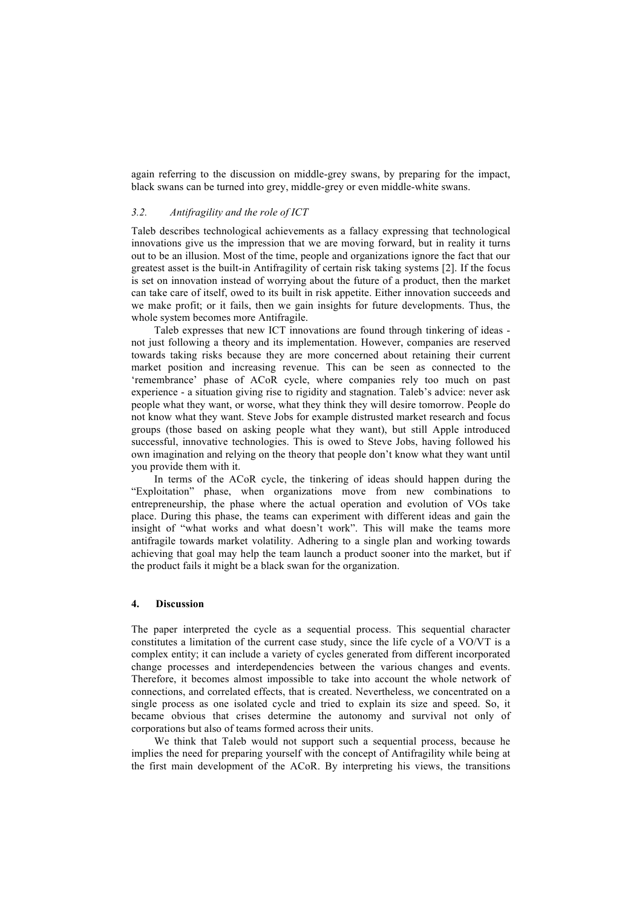again referring to the discussion on middle-grey swans, by preparing for the impact, black swans can be turned into grey, middle-grey or even middle-white swans.

### *3.2. Antifragility and the role of ICT*

Taleb describes technological achievements as a fallacy expressing that technological innovations give us the impression that we are moving forward, but in reality it turns out to be an illusion. Most of the time, people and organizations ignore the fact that our greatest asset is the built-in Antifragility of certain risk taking systems [2]. If the focus is set on innovation instead of worrying about the future of a product, then the market can take care of itself, owed to its built in risk appetite. Either innovation succeeds and we make profit; or it fails, then we gain insights for future developments. Thus, the whole system becomes more Antifragile.

Taleb expresses that new ICT innovations are found through tinkering of ideas - not just following a theory and its implementation. However, companies are reserved towards taking risks because they are more concerned about retaining their current market position and increasing revenue. This can be seen as connected to the 'remembrance' phase of ACoR cycle, where companies rely too much on past experience - a situation giving rise to rigidity and stagnation. Taleb's advice: never ask people what they want, or worse, what they think they will desire tomorrow. People do not know what they want. Steve Jobs for example distrusted market research and focus groups (those based on asking people what they want), but still Apple introduced successful, innovative technologies. This is owed to Steve Jobs, having followed his own imagination and relying on the theory that people don't know what they want until you provide them with it.

In terms of the ACoR cycle, the tinkering of ideas should happen during the "Exploitation" phase, when organizations move from new combinations to entrepreneurship, the phase where the actual operation and evolution of VOs take place. During this phase, the teams can experiment with different ideas and gain the insight of "what works and what doesn't work". This will make the teams more antifragile towards market volatility. Adhering to a single plan and working towards achieving that goal may help the team launch a product sooner into the market, but if the product fails it might be a black swan for the organization.

## **4. Discussion**

The paper interpreted the cycle as a sequential process. This sequential character constitutes a limitation of the current case study, since the life cycle of a VO/VT is a complex entity; it can include a variety of cycles generated from different incorporated change processes and interdependencies between the various changes and events. Therefore, it becomes almost impossible to take into account the whole network of connections, and correlated effects, that is created. Nevertheless, we concentrated on a single process as one isolated cycle and tried to explain its size and speed. So, it became obvious that crises determine the autonomy and survival not only of corporations but also of teams formed across their units.

We think that Taleb would not support such a sequential process, because he implies the need for preparing yourself with the concept of Antifragility while being at the first main development of the ACoR. By interpreting his views, the transitions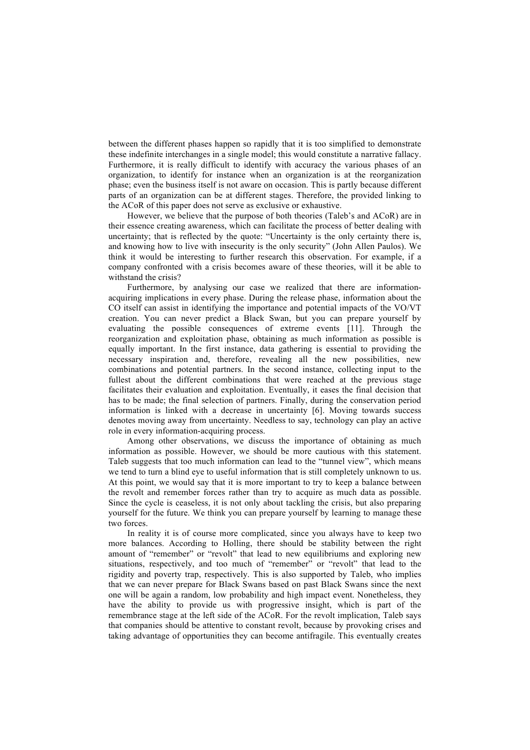between the different phases happen so rapidly that it is too simplified to demonstrate these indefinite interchanges in a single model; this would constitute a narrative fallacy. Furthermore, it is really difficult to identify with accuracy the various phases of an organization, to identify for instance when an organization is at the reorganization phase; even the business itself is not aware on occasion. This is partly because different parts of an organization can be at different stages. Therefore, the provided linking to the ACoR of this paper does not serve as exclusive or exhaustive.

However, we believe that the purpose of both theories (Taleb's and ACoR) are in their essence creating awareness, which can facilitate the process of better dealing with uncertainty; that is reflected by the quote: "Uncertainty is the only certainty there is, and knowing how to live with insecurity is the only security" (John Allen Paulos). We think it would be interesting to further research this observation. For example, if a company confronted with a crisis becomes aware of these theories, will it be able to withstand the crisis?

Furthermore, by analysing our case we realized that there are information-acquiring implications in every phase. During the release phase, information about the CO itself can assist in identifying the importance and potential impacts of the VO/VT creation. You can never predict a Black Swan, but you can prepare yourself by evaluating the possible consequences of extreme events [11]. Through the reorganization and exploitation phase, obtaining as much information as possible is equally important. In the first instance, data gathering is essential to providing the necessary inspiration and, therefore, revealing all the new possibilities, new combinations and potential partners. In the second instance, collecting input to the fullest about the different combinations that were reached at the previous stage facilitates their evaluation and exploitation. Eventually, it eases the final decision that has to be made; the final selection of partners. Finally, during the conservation period information is linked with a decrease in uncertainty [6]. Moving towards success denotes moving away from uncertainty. Needless to say, technology can play an active role in every information-acquiring process.

Among other observations, we discuss the importance of obtaining as much information as possible. However, we should be more cautious with this statement. Taleb suggests that too much information can lead to the "tunnel view", which means we tend to turn a blind eye to useful information that is still completely unknown to us. At this point, we would say that it is more important to try to keep a balance between the revolt and remember forces rather than try to acquire as much data as possible. Since the cycle is ceaseless, it is not only about tackling the crisis, but also preparing yourself for the future. We think you can prepare yourself by learning to manage these two forces.

In reality it is of course more complicated, since you always have to keep two more balances. According to Holling, there should be stability between the right amount of "remember" or "revolt" that lead to new equilibriums and exploring new situations, respectively, and too much of "remember" or "revolt" that lead to the rigidity and poverty trap, respectively. This is also supported by Taleb, who implies that we can never prepare for Black Swans based on past Black Swans since the next one will be again a random, low probability and high impact event. Nonetheless, they have the ability to provide us with progressive insight, which is part of the remembrance stage at the left side of the ACoR. For the revolt implication, Taleb says that companies should be attentive to constant revolt, because by provoking crises and taking advantage of opportunities they can become antifragile. This eventually creates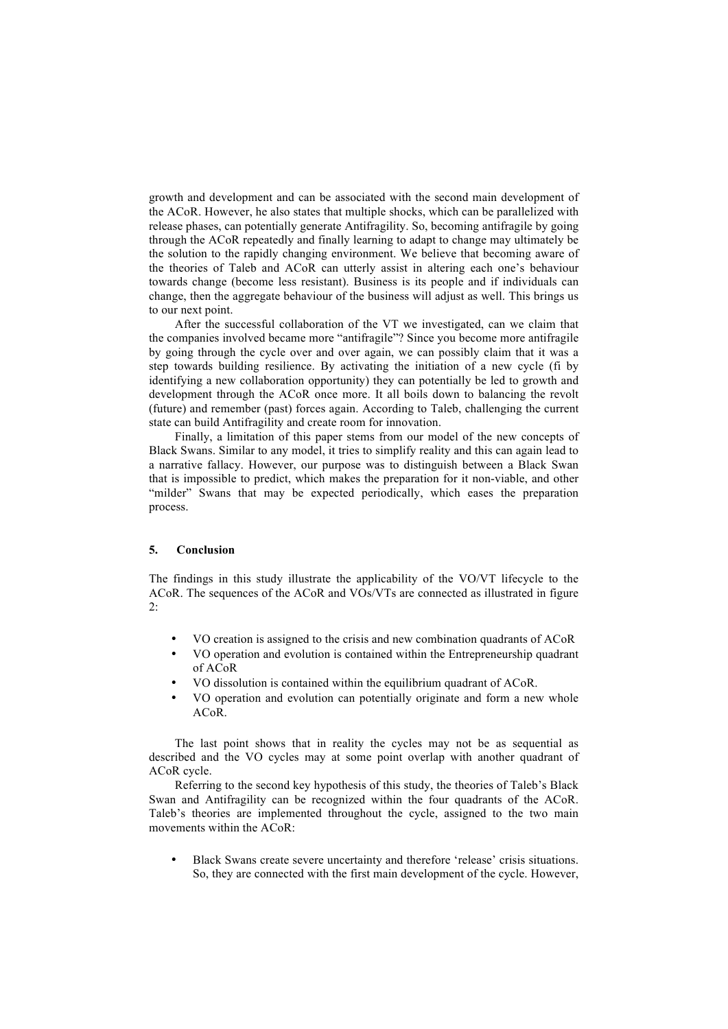growth and development and can be associated with the second main development of the ACoR. However, he also states that multiple shocks, which can be parallelized with release phases, can potentially generate Antifragility. So, becoming antifragile by going through the ACoR repeatedly and finally learning to adapt to change may ultimately be the solution to the rapidly changing environment. We believe that becoming aware of the theories of Taleb and ACoR can utterly assist in altering each one's behaviour towards change (become less resistant). Business is its people and if individuals can change, then the aggregate behaviour of the business will adjust as well. This brings us to our next point.

After the successful collaboration of the VT we investigated, can we claim that the companies involved became more "antifragile"? Since you become more antifragile by going through the cycle over and over again, we can possibly claim that it was a step towards building resilience. By activating the initiation of a new cycle (fi by identifying a new collaboration opportunity) they can potentially be led to growth and development through the ACoR once more. It all boils down to balancing the revolt (future) and remember (past) forces again. According to Taleb, challenging the current state can build Antifragility and create room for innovation.

Finally, a limitation of this paper stems from our model of the new concepts of Black Swans. Similar to any model, it tries to simplify reality and this can again lead to a narrative fallacy. However, our purpose was to distinguish between a Black Swan that is impossible to predict, which makes the preparation for it non-viable, and other "milder" Swans that may be expected periodically, which eases the preparation process.

## 5. Conclusion

The findings in this study illustrate the applicability of the VO/VT lifecycle to the ACoR. The sequences of the ACoR and VOs/VTs are connected as illustrated in figure 2:

- VO creation is assigned to the crisis and new combination quadrants of ACoR
- VO operation and evolution is contained within the Entrepreneurship quadrant of ACoR
- VO dissolution is contained within the equilibrium quadrant of ACoR.
- VO operation and evolution can potentially originate and form a new whole ACoR.

The last point shows that in reality the cycles may not be as sequential as described and the VO cycles may at some point overlap with another quadrant of ACoR cycle.

Referring to the second key hypothesis of this study, the theories of Taleb's Black Swan and Antifragility can be recognized within the four quadrants of the ACoR. Taleb's theories are implemented throughout the cycle, assigned to the two main movements within the ACoR:

- Black Swans create severe uncertainty and therefore 'release' crisis situations. So, they are connected with the first main development of the cycle. However,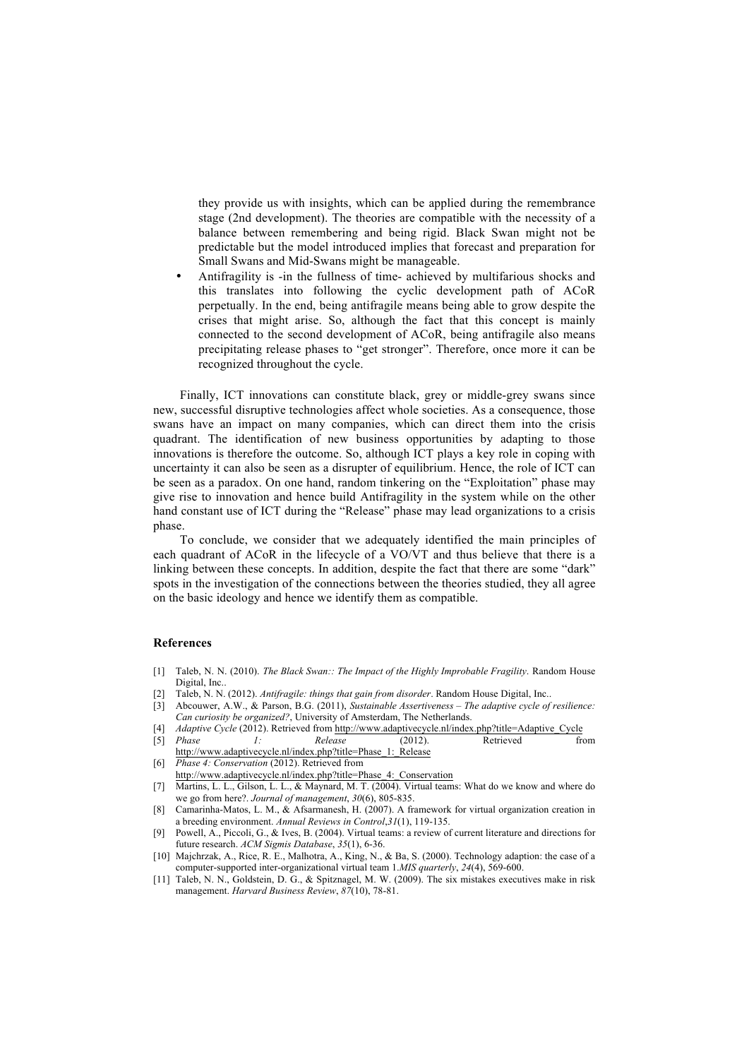they provide us with insights, which can be applied during the remembrance stage (2nd development). The theories are compatible with the necessity of a balance between remembering and being rigid. Black Swan might not be predictable but the model introduced implies that forecast and preparation for Small Swans and Mid-Swans might be manageable.

- Antifragility is -in the fullness of time- achieved by multifarious shocks and this translates into following the cyclic development path of ACoR perpetually. In the end, being antifragile means being able to grow despite the crises that might arise. So, although the fact that this concept is mainly connected to the second development of ACoR, being antifragile also means precipitating release phases to "get stronger". Therefore, once more it can be recognized throughout the cycle.

Finally, ICT innovations can constitute black, grey or middle-grey swans since new, successful disruptive technologies affect whole societies. As a consequence, those swans have an impact on many companies, which can direct them into the crisis quadrant. The identification of new business opportunities by adapting to those innovations is therefore the outcome. So, although ICT plays a key role in coping with uncertainty it can also be seen as a disrupter of equilibrium. Hence, the role of ICT can be seen as a paradox. On one hand, random tinkering on the "Exploitation" phase may give rise to innovation and hence build Antifragility in the system while on the other hand constant use of ICT during the "Release" phase may lead organizations to a crisis phase.

To conclude, we consider that we adequately identified the main principles of each quadrant of ACoR in the lifecycle of a VO/VT and thus believe that there is a linking between these concepts. In addition, despite the fact that there are some "dark" spots in the investigation of the connections between the theories studied, they all agree on the basic ideology and hence we identify them as compatible.

## References

[1] Taleb, N. N. (2010). *The Black Swan:: The Impact of the Highly Improbable Fragility*. Random House Digital, Inc..

[2] Taleb, N. N. (2012). *Antifragile: things that gain from disorder*. Random House Digital, Inc..

[3] Abcouwer, A.W., & Parson, B.G. (2011), *Sustainable Assertiveness – The adaptive cycle of resilience: Can curiosity be organized?*, University of Amsterdam, The Netherlands.

[4] *Adaptive Cycle* (2012). Retrieved from http://www.adaptivecycle.nl/index.php?title=Adaptive_Cycle

[5] *Phase 1: Release* (2012). Retrieved from http://www.adaptivecycle.nl/index.php?title=Phase_1:_Release

[6] *Phase 4: Conservation* (2012). Retrieved from http://www.adaptivecycle.nl/index.php?title=Phase_4:_Conservation

[7] Martins, L. L., Gilson, L. L., & Maynard, M. T. (2004). Virtual teams: What do we know and where do we go from here?. *Journal of management*, *30*(6), 805-835.

[8] Camarinha-Matos, L. M., & Afsarmanesh, H. (2007). A framework for virtual organization creation in a breeding environment. *Annual Reviews in Control*,*31*(1), 119-135.

[9] Powell, A., Piccoli, G., & Ives, B. (2004). Virtual teams: a review of current literature and directions for future research. *ACM Sigmis Database*, *35*(1), 6-36.

[10] Majchrzak, A., Rice, R. E., Malhotra, A., King, N., & Ba, S. (2000). Technology adaption: the case of a computer-supported inter-organizational virtual team 1.*MIS quarterly*, *24*(4), 569-600.

[11] Taleb, N. N., Goldstein, D. G., & Spitznagel, M. W. (2009). The six mistakes executives make in risk management. *Harvard Business Review*, *87*(10), 78-81.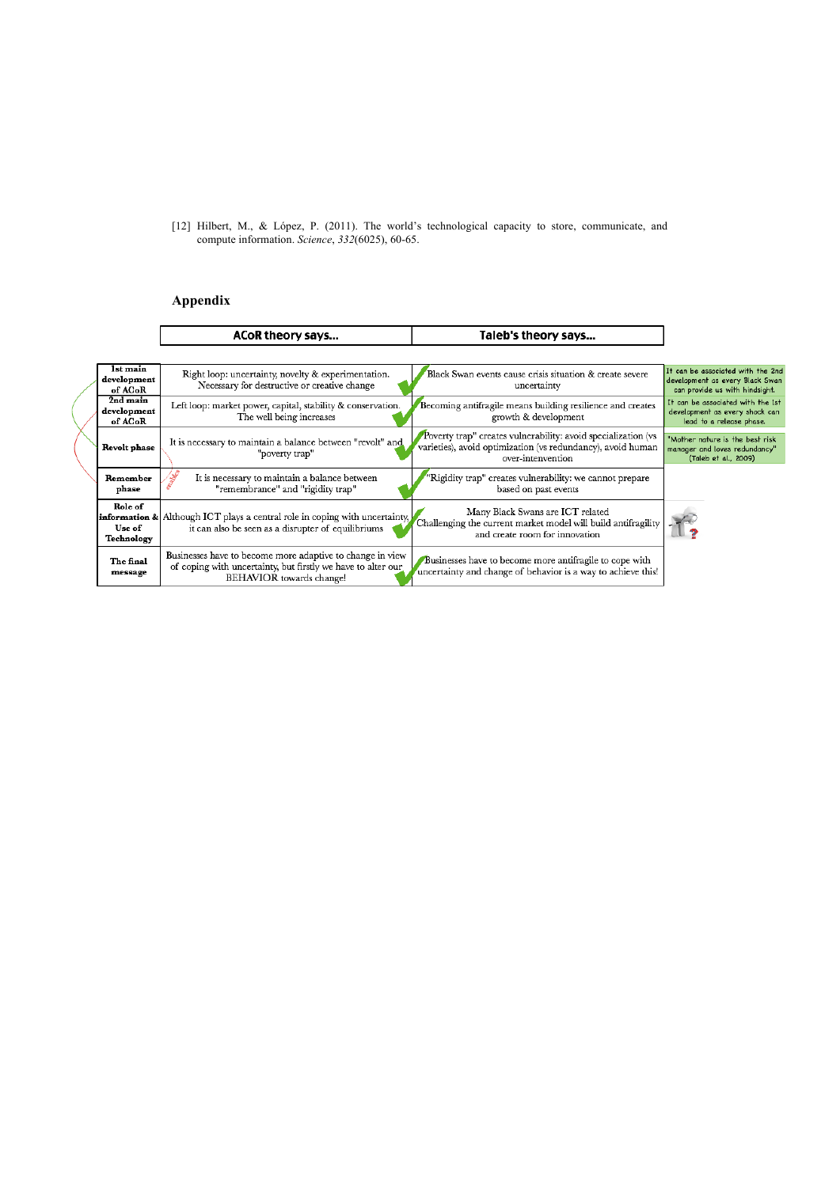[12] Hilbert, M., & López, P. (2011). The world's technological capacity to store, communicate, and compute information. *Science*, *332*(6025), 60-65.

## Appendix

| | ACoR theory says... | Taleb's theory says... | |
|---|---|---|---|
| **1st main development of ACoR** | Right loop: uncertainty, novelty & experimentation. Necessary for destructive or creative change | Black Swan events cause crisis situation & create severe uncertainty | It can be associated with the 2nd development as every Black Swan can provide us with hindsight. |
| **2nd main development of ACoR** | Left loop: market power, capital, stability & conservation. The well being increases | Becoming antifragile means building resilience and creates growth & development | It can be associated with the 1st development as every shock can lead to a release phase. |
| **Revolt phase** | It is necessary to maintain a balance between "revolt" and "poverty trap" | "Poverty trap" creates vulnerability: avoid specialization (vs varieties), avoid optimization (vs redundancy), avoid human over-intenvention | "Mother nature is the best risk manager and loves redundancy" (Taleb et al., 2009) |
| **Remember phase** | It is necessary to maintain a balance between "remembrance" and "rigidity trap" | "Rigidity trap" creates vulnerability: we cannot prepare based on past events | |
| **Role of information & Use of Technology** | Although ICT plays a central role in coping with uncertainty, it can also be seen as a disrupter of equilibriums | Many Black Swans are ICT related. Challenging the current market model will build antifragility and create room for innovation | |
| **The final message** | Businesses have to become more adaptive to change in view of coping with uncertainty, but firstly we have to alter our BEHAVIOR towards change! | Businesses have to become more antifragile to cope with uncertainty and change of behavior is a way to achieve this! | |